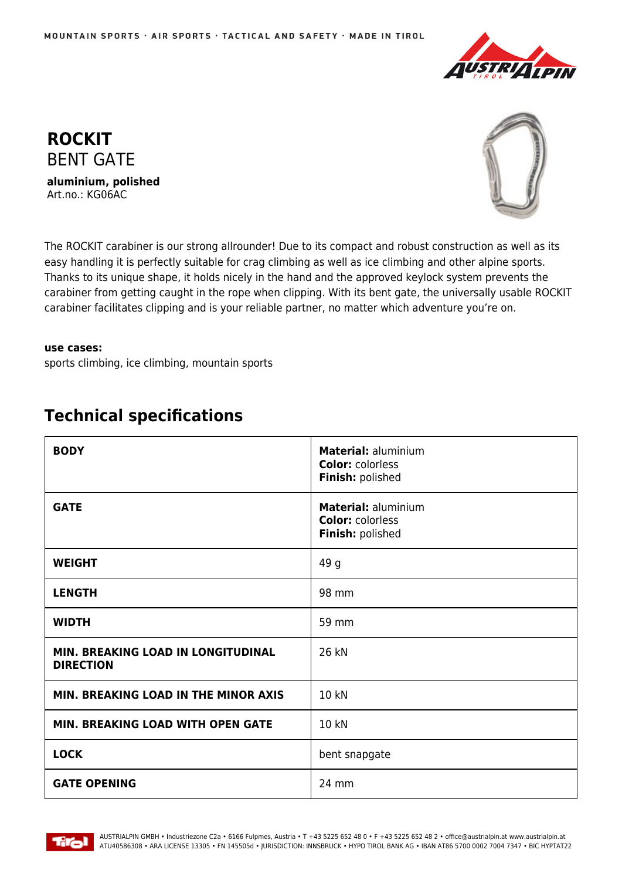MOUNTAIN SPORTS · AIR SPORTS · TACTICAL AND SAFETY · MADE IN TIROL

# ROCKIT
## BENT GATE

**aluminium, polished**
Art.no.: KG06AC

The ROCKIT carabiner is our strong allrounder! Due to its compact and robust construction as well as its easy handling it is perfectly suitable for crag climbing as well as ice climbing and other alpine sports. Thanks to its unique shape, it holds nicely in the hand and the approved keylock system prevents the carabiner from getting caught in the rope when clipping. With its bent gate, the universally usable ROCKIT carabiner facilitates clipping and is your reliable partner, no matter which adventure you're on.

**use cases:**
sports climbing, ice climbing, mountain sports

## Technical specifications

| | |
|---|---|
| **BODY** | **Material:** aluminium<br>**Color:** colorless<br>**Finish:** polished |
| **GATE** | **Material:** aluminium<br>**Color:** colorless<br>**Finish:** polished |
| **WEIGHT** | 49 g |
| **LENGTH** | 98 mm |
| **WIDTH** | 59 mm |
| **MIN. BREAKING LOAD IN LONGITUDINAL DIRECTION** | 26 kN |
| **MIN. BREAKING LOAD IN THE MINOR AXIS** | 10 kN |
| **MIN. BREAKING LOAD WITH OPEN GATE** | 10 kN |
| **LOCK** | bent snapgate |
| **GATE OPENING** | 24 mm |

AUSTRIALPIN GMBH • Industriezone C2a • 6166 Fulpmes, Austria • T +43 5225 652 48 0 • F +43 5225 652 48 2 • office@austrialpin.at www.austrialpin.at
ATU40586308 • ARA LICENSE 13305 • FN 145505d • JURISDICTION: INNSBRUCK • HYPO TIROL BANK AG • IBAN AT86 5700 0002 7004 7347 • BIC HYPTAT22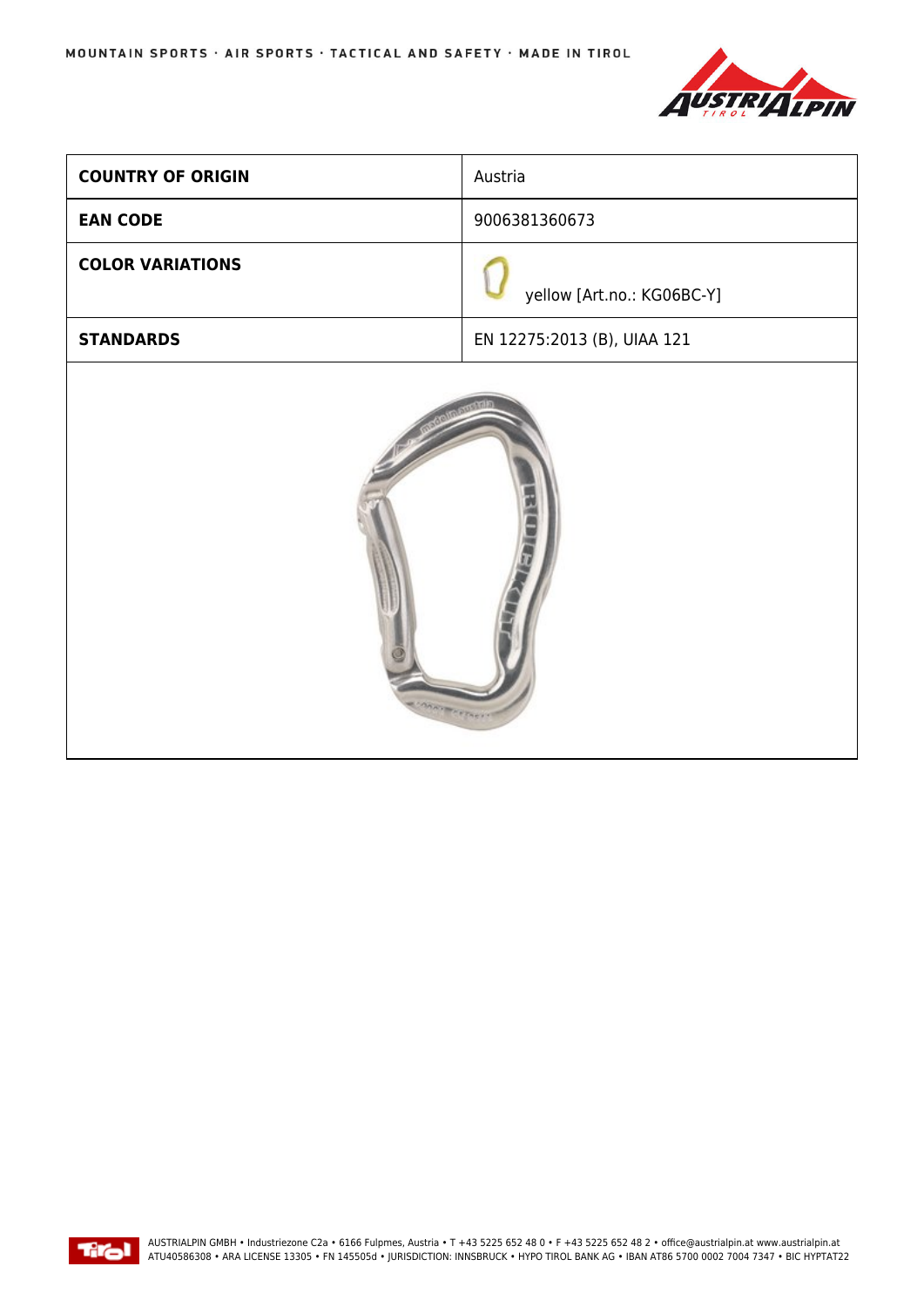| | |
|---|---|
| **COUNTRY OF ORIGIN** | Austria |
| **EAN CODE** | 9006381360673 |
| **COLOR VARIATIONS** | yellow [Art.no.: KG06BC-Y] |
| **STANDARDS** | EN 12275:2013 (B), UIAA 121 |

AUSTRIALPIN GMBH • Industriezone C2a • 6166 Fulpmes, Austria • T +43 5225 652 48 0 • F +43 5225 652 48 2 • office@austrialpin.at www.austrialpin.at
ATU40586308 • ARA LICENSE 13305 • FN 145505d • JURISDICTION: INNSBRUCK • HYPO TIROL BANK AG • IBAN AT86 5700 0002 7004 7347 • BIC HYPTAT22